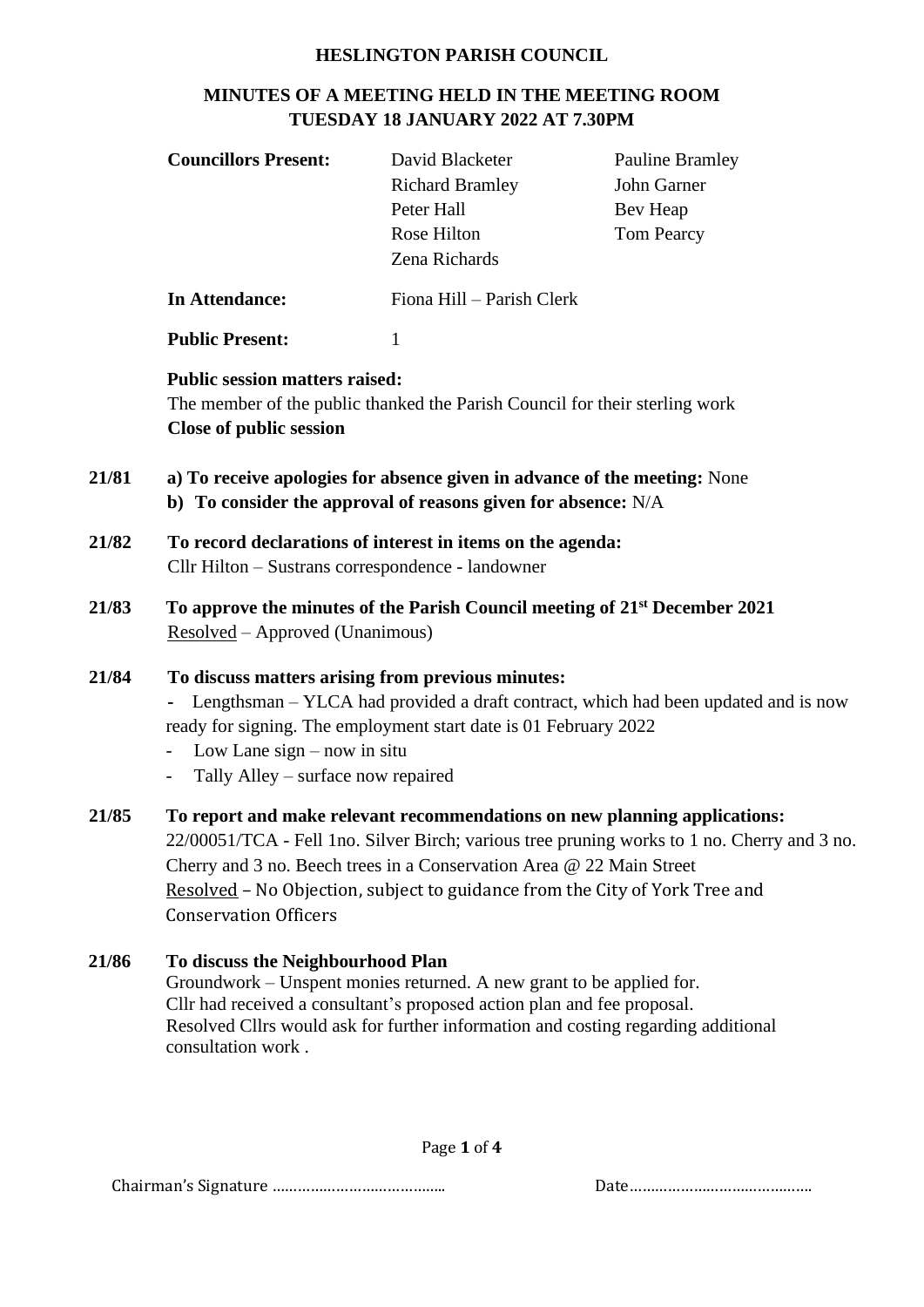# HESLINGTON PARISH COUNCIL

## MINUTES OF A MEETING HELD IN THE MEETING ROOM TUESDAY 18 JANUARY 2022 AT 7.30PM

**Councillors Present:** David Blacketer, Pauline Bramley, Richard Bramley, John Garner, Peter Hall, Bev Heap, Rose Hilton, Tom Pearcy, Zena Richards

**In Attendance:** Fiona Hill – Parish Clerk

**Public Present:** 1

**Public session matters raised:**
The member of the public thanked the Parish Council for their sterling work
**Close of public session**

**21/81** **a) To receive apologies for absence given in advance of the meeting:** None
**b) To consider the approval of reasons given for absence:** N/A

**21/82** **To record declarations of interest in items on the agenda:**
Cllr Hilton – Sustrans correspondence - landowner

**21/83** **To approve the minutes of the Parish Council meeting of 21st December 2021**
Resolved – Approved (Unanimous)

**21/84** **To discuss matters arising from previous minutes:**
- Lengthsman – YLCA had provided a draft contract, which had been updated and is now ready for signing. The employment start date is 01 February 2022
- Low Lane sign – now in situ
- Tally Alley – surface now repaired

**21/85** **To report and make relevant recommendations on new planning applications:**
22/00051/TCA - Fell 1no. Silver Birch; various tree pruning works to 1 no. Cherry and 3 no. Cherry and 3 no. Beech trees in a Conservation Area @ 22 Main Street
Resolved – No Objection, subject to guidance from the City of York Tree and Conservation Officers

**21/86** **To discuss the Neighbourhood Plan**
Groundwork – Unspent monies returned. A new grant to be applied for.
Cllr had received a consultant's proposed action plan and fee proposal.
Resolved Cllrs would ask for further information and costing regarding additional consultation work .

Chairman's Signature ………………………………… Date……………………………………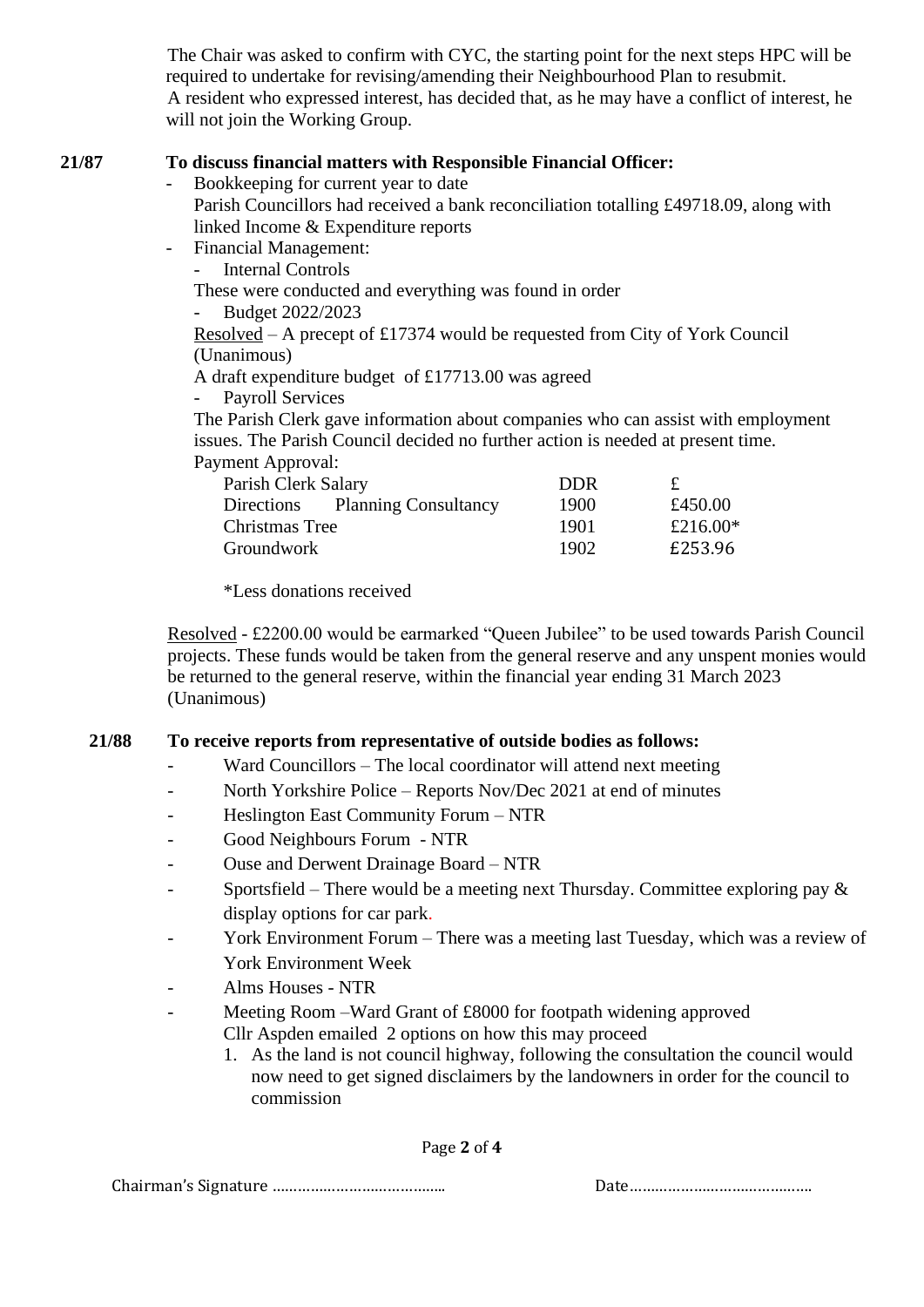The Chair was asked to confirm with CYC, the starting point for the next steps HPC will be required to undertake for revising/amending their Neighbourhood Plan to resubmit.
A resident who expressed interest, has decided that, as he may have a conflict of interest, he will not join the Working Group.

**21/87 To discuss financial matters with Responsible Financial Officer:**

- Bookkeeping for current year to date
  Parish Councillors had received a bank reconciliation totalling £49718.09, along with linked Income & Expenditure reports
- Financial Management:
  - Internal Controls

  These were conducted and everything was found in order

  - Budget 2022/2023

  Resolved – A precept of £17374 would be requested from City of York Council (Unanimous)

  A draft expenditure budget of £17713.00 was agreed

  - Payroll Services

  The Parish Clerk gave information about companies who can assist with employment issues. The Parish Council decided no further action is needed at present time.

  Payment Approval:

| | | DDR | £ |
|---|---|---|---|
| Parish Clerk Salary | | DDR | £ |
| Directions | Planning Consultancy | 1900 | £450.00 |
| Christmas Tree | | 1901 | £216.00* |
| Groundwork | | 1902 | £253.96 |

\*Less donations received

Resolved - £2200.00 would be earmarked "Queen Jubilee" to be used towards Parish Council projects. These funds would be taken from the general reserve and any unspent monies would be returned to the general reserve, within the financial year ending 31 March 2023 (Unanimous)

**21/88 To receive reports from representative of outside bodies as follows:**

- Ward Councillors – The local coordinator will attend next meeting
- North Yorkshire Police – Reports Nov/Dec 2021 at end of minutes
- Heslington East Community Forum – NTR
- Good Neighbours Forum - NTR
- Ouse and Derwent Drainage Board – NTR
- Sportsfield – There would be a meeting next Thursday. Committee exploring pay & display options for car park.
- York Environment Forum – There was a meeting last Tuesday, which was a review of York Environment Week
- Alms Houses - NTR
- Meeting Room –Ward Grant of £8000 for footpath widening approved
  Cllr Aspden emailed 2 options on how this may proceed
  1. As the land is not council highway, following the consultation the council would now need to get signed disclaimers by the landowners in order for the council to commission

Chairman's Signature …………………………………… Date……………………………………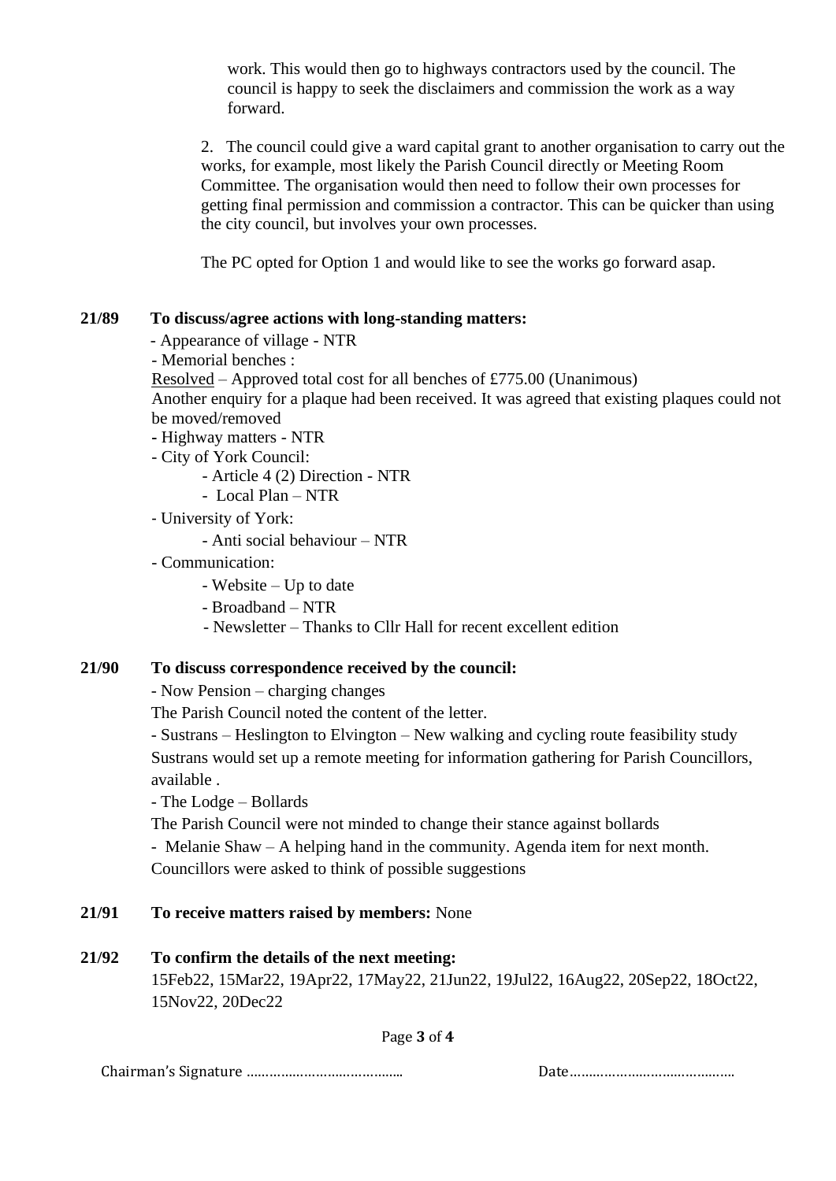work. This would then go to highways contractors used by the council. The council is happy to seek the disclaimers and commission the work as a way forward.

2. The council could give a ward capital grant to another organisation to carry out the works, for example, most likely the Parish Council directly or Meeting Room Committee. The organisation would then need to follow their own processes for getting final permission and commission a contractor. This can be quicker than using the city council, but involves your own processes.

The PC opted for Option 1 and would like to see the works go forward asap.

**21/89 To discuss/agree actions with long-standing matters:**

- Appearance of village - NTR
- Memorial benches :

Resolved – Approved total cost for all benches of £775.00 (Unanimous)

Another enquiry for a plaque had been received. It was agreed that existing plaques could not be moved/removed

- Highway matters - NTR
- City of York Council:
  - Article 4 (2) Direction - NTR
  - Local Plan – NTR
- University of York:
  - Anti social behaviour – NTR
- Communication:
  - Website – Up to date
  - Broadband – NTR
  - Newsletter – Thanks to Cllr Hall for recent excellent edition

**21/90 To discuss correspondence received by the council:**

- Now Pension – charging changes

The Parish Council noted the content of the letter.

- Sustrans – Heslington to Elvington – New walking and cycling route feasibility study

Sustrans would set up a remote meeting for information gathering for Parish Councillors, available .

- The Lodge – Bollards

The Parish Council were not minded to change their stance against bollards

- Melanie Shaw – A helping hand in the community. Agenda item for next month.

Councillors were asked to think of possible suggestions

**21/91 To receive matters raised by members:** None

**21/92 To confirm the details of the next meeting:**

15Feb22, 15Mar22, 19Apr22, 17May22, 21Jun22, 19Jul22, 16Aug22, 20Sep22, 18Oct22, 15Nov22, 20Dec22

Chairman's Signature …………………………………… Date……………………………………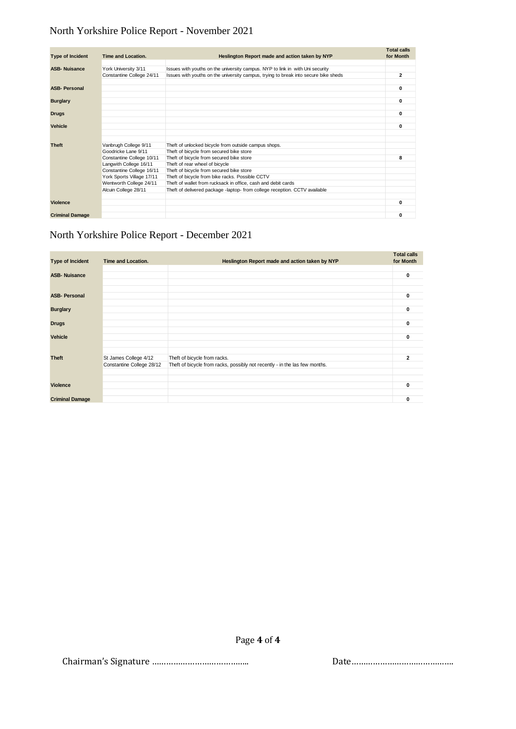## North Yorkshire Police Report - November 2021

| Type of Incident | Time and Location. | Heslington Report made and action taken by NYP | Total calls for Month |
|---|---|---|---|
| ASB- Nuisance | York University 3/11 | Issues with youths on the university campus. NYP to link in with Uni security | |
| | Constantine College 24/11 | Issues with youths on the university campus, trying to break into secure bike sheds | 2 |
| ASB- Personal | | | 0 |
| Burglary | | | 0 |
| Drugs | | | 0 |
| Vehicle | | | 0 |
| Theft | Vanbrugh College 9/11 | Theft of unlocked bicycle from outside campus shops. | |
| | Goodricke Lane 9/11 | Theft of bicycle from secured bike store | |
| | Constantine College 10/11 | Theft of bicycle from secured bike store | 8 |
| | Langwith College 16/11 | Theft of rear wheel of bicycle | |
| | Constantine College 16/11 | Theft of bicycle from secured bike store | |
| | York Sports Village 17/11 | Theft of bicycle from bike racks. Possible CCTV | |
| | Wentworth College 24/11 | Theft of wallet from rucksack in office, cash and debit cards | |
| | Alcuin College 28/11 | Theft of delivered package -laptop- from college reception. CCTV available | |
| Violence | | | 0 |
| Criminal Damage | | | 0 |

## North Yorkshire Police Report - December 2021

| Type of Incident | Time and Location. | Heslington Report made and action taken by NYP | Total calls for Month |
|---|---|---|---|
| ASB- Nuisance | | | 0 |
| ASB- Personal | | | 0 |
| Burglary | | | 0 |
| Drugs | | | 0 |
| Vehicle | | | 0 |
| Theft | St James College 4/12 | Theft of bicycle from racks. | 2 |
| | Constantine College 28/12 | Theft of bicycle from racks, possibly not recently - in the las few months. | |
| Violence | | | 0 |
| Criminal Damage | | | 0 |

Chairman's Signature …………………………………… Date……………………………………